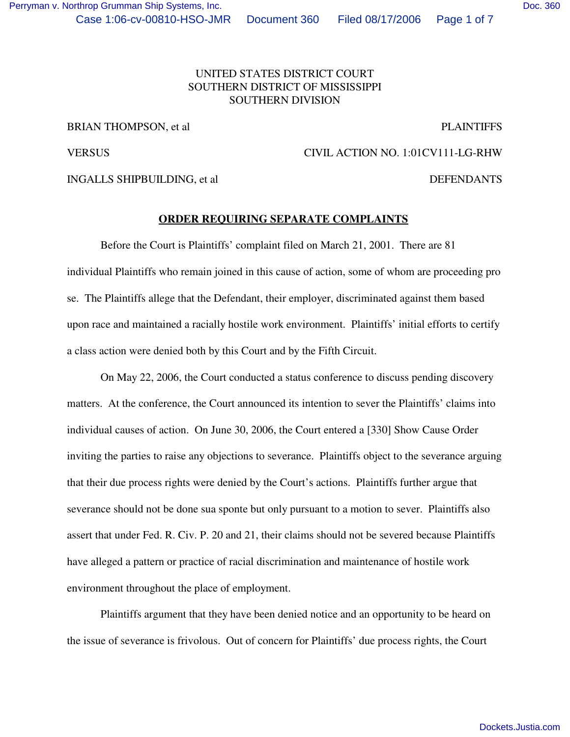UNITED STATES DISTRICT COURT
SOUTHERN DISTRICT OF MISSISSIPPI
SOUTHERN DIVISION

BRIAN THOMPSON, et al — PLAINTIFFS

VERSUS — CIVIL ACTION NO. 1:01CV111-LG-RHW

INGALLS SHIPBUILDING, et al — DEFENDANTS

## ORDER REQUIRING SEPARATE COMPLAINTS

Before the Court is Plaintiffs' complaint filed on March 21, 2001. There are 81 individual Plaintiffs who remain joined in this cause of action, some of whom are proceeding pro se. The Plaintiffs allege that the Defendant, their employer, discriminated against them based upon race and maintained a racially hostile work environment. Plaintiffs' initial efforts to certify a class action were denied both by this Court and by the Fifth Circuit.

On May 22, 2006, the Court conducted a status conference to discuss pending discovery matters. At the conference, the Court announced its intention to sever the Plaintiffs' claims into individual causes of action. On June 30, 2006, the Court entered a [330] Show Cause Order inviting the parties to raise any objections to severance. Plaintiffs object to the severance arguing that their due process rights were denied by the Court's actions. Plaintiffs further argue that severance should not be done sua sponte but only pursuant to a motion to sever. Plaintiffs also assert that under Fed. R. Civ. P. 20 and 21, their claims should not be severed because Plaintiffs have alleged a pattern or practice of racial discrimination and maintenance of hostile work environment throughout the place of employment.

Plaintiffs argument that they have been denied notice and an opportunity to be heard on the issue of severance is frivolous. Out of concern for Plaintiffs' due process rights, the Court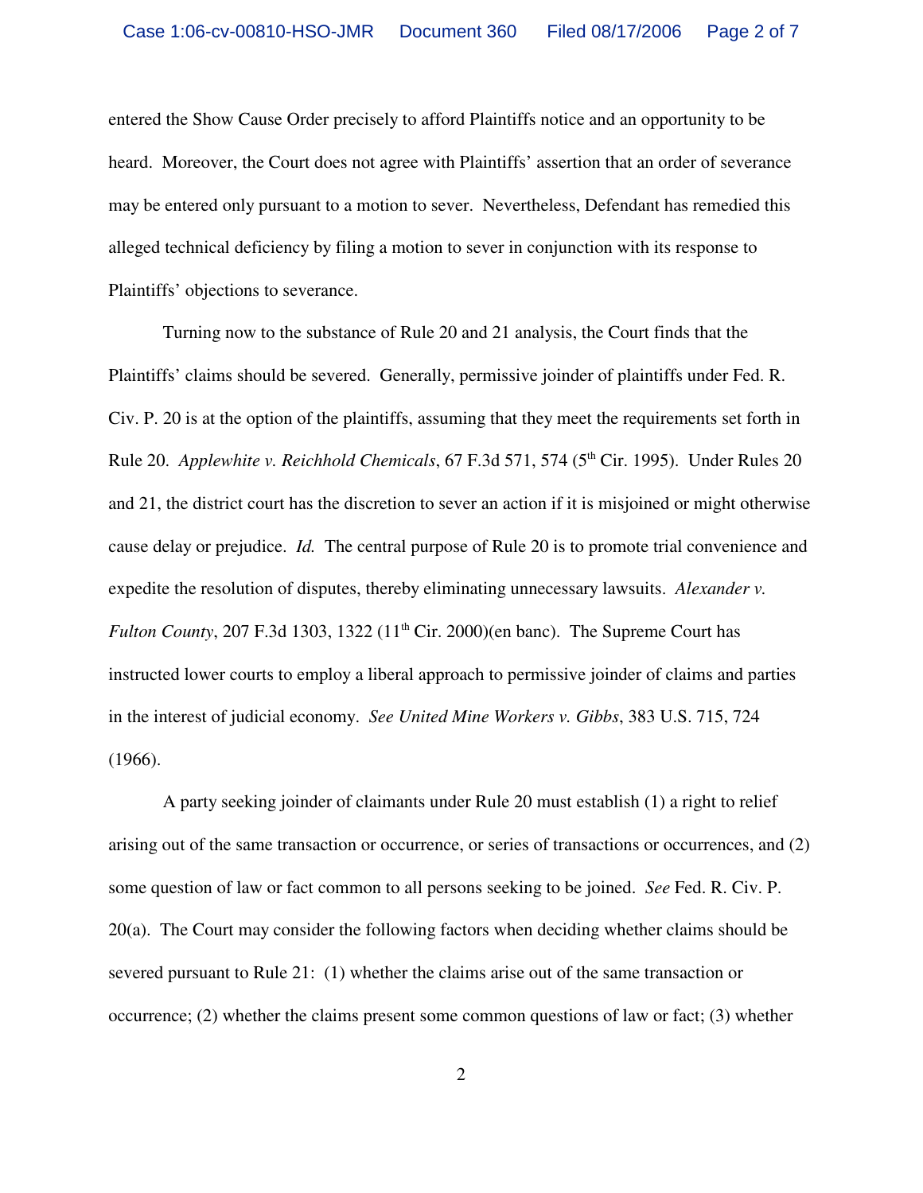entered the Show Cause Order precisely to afford Plaintiffs notice and an opportunity to be heard. Moreover, the Court does not agree with Plaintiffs' assertion that an order of severance may be entered only pursuant to a motion to sever. Nevertheless, Defendant has remedied this alleged technical deficiency by filing a motion to sever in conjunction with its response to Plaintiffs' objections to severance.

Turning now to the substance of Rule 20 and 21 analysis, the Court finds that the Plaintiffs' claims should be severed. Generally, permissive joinder of plaintiffs under Fed. R. Civ. P. 20 is at the option of the plaintiffs, assuming that they meet the requirements set forth in Rule 20. *Applewhite v. Reichhold Chemicals*, 67 F.3d 571, 574 (5th Cir. 1995). Under Rules 20 and 21, the district court has the discretion to sever an action if it is misjoined or might otherwise cause delay or prejudice. *Id.* The central purpose of Rule 20 is to promote trial convenience and expedite the resolution of disputes, thereby eliminating unnecessary lawsuits. *Alexander v. Fulton County*, 207 F.3d 1303, 1322 (11th Cir. 2000)(en banc). The Supreme Court has instructed lower courts to employ a liberal approach to permissive joinder of claims and parties in the interest of judicial economy. *See United Mine Workers v. Gibbs*, 383 U.S. 715, 724 (1966).

A party seeking joinder of claimants under Rule 20 must establish (1) a right to relief arising out of the same transaction or occurrence, or series of transactions or occurrences, and (2) some question of law or fact common to all persons seeking to be joined. *See* Fed. R. Civ. P. 20(a). The Court may consider the following factors when deciding whether claims should be severed pursuant to Rule 21: (1) whether the claims arise out of the same transaction or occurrence; (2) whether the claims present some common questions of law or fact; (3) whether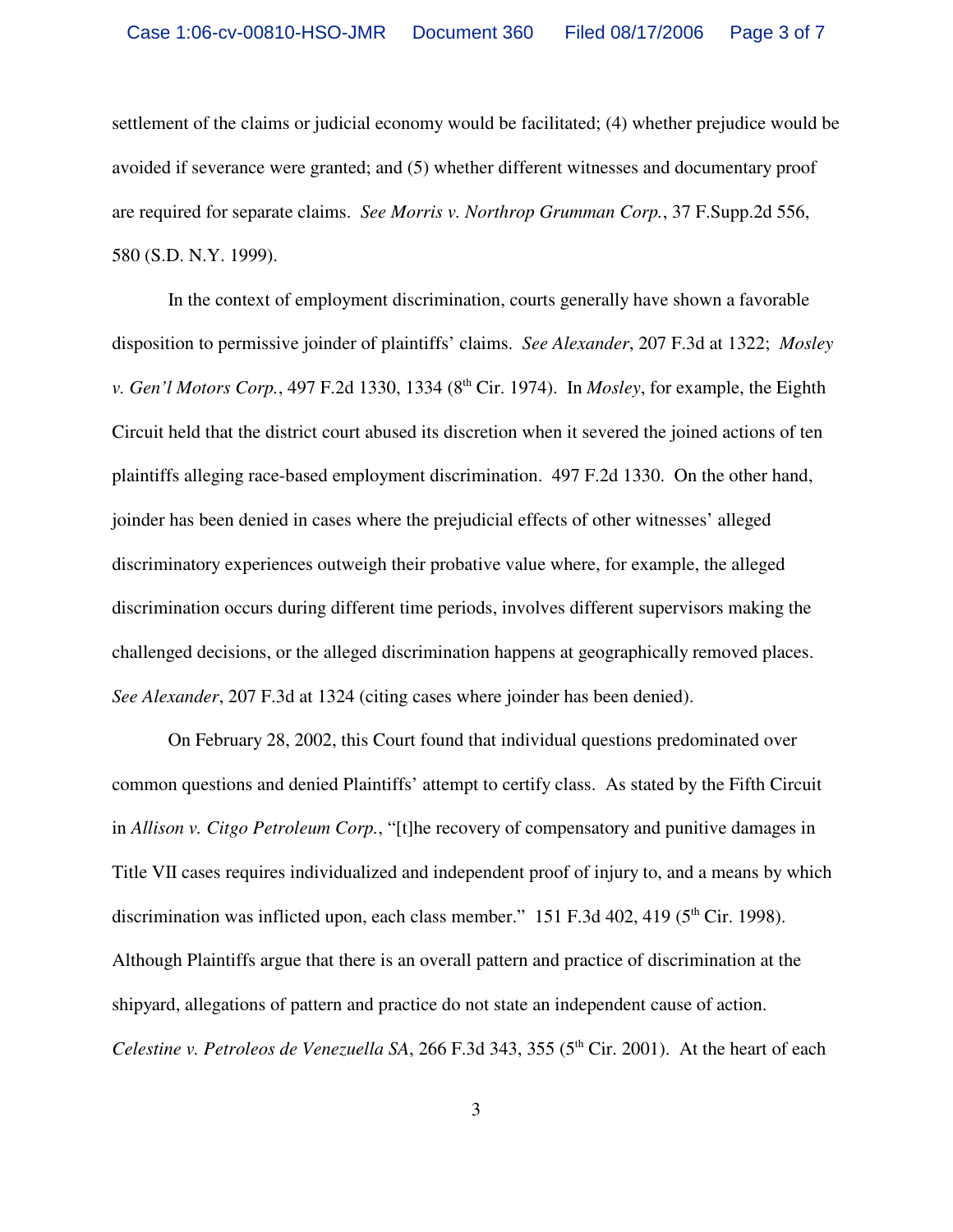settlement of the claims or judicial economy would be facilitated; (4) whether prejudice would be avoided if severance were granted; and (5) whether different witnesses and documentary proof are required for separate claims. *See Morris v. Northrop Grumman Corp.*, 37 F.Supp.2d 556, 580 (S.D. N.Y. 1999).

In the context of employment discrimination, courts generally have shown a favorable disposition to permissive joinder of plaintiffs' claims. *See Alexander*, 207 F.3d at 1322; *Mosley v. Gen'l Motors Corp.*, 497 F.2d 1330, 1334 (8th Cir. 1974). In *Mosley*, for example, the Eighth Circuit held that the district court abused its discretion when it severed the joined actions of ten plaintiffs alleging race-based employment discrimination. 497 F.2d 1330. On the other hand, joinder has been denied in cases where the prejudicial effects of other witnesses' alleged discriminatory experiences outweigh their probative value where, for example, the alleged discrimination occurs during different time periods, involves different supervisors making the challenged decisions, or the alleged discrimination happens at geographically removed places. *See Alexander*, 207 F.3d at 1324 (citing cases where joinder has been denied).

On February 28, 2002, this Court found that individual questions predominated over common questions and denied Plaintiffs' attempt to certify class. As stated by the Fifth Circuit in *Allison v. Citgo Petroleum Corp.*, "[t]he recovery of compensatory and punitive damages in Title VII cases requires individualized and independent proof of injury to, and a means by which discrimination was inflicted upon, each class member." 151 F.3d 402, 419 (5th Cir. 1998). Although Plaintiffs argue that there is an overall pattern and practice of discrimination at the shipyard, allegations of pattern and practice do not state an independent cause of action. *Celestine v. Petroleos de Venezuella SA*, 266 F.3d 343, 355 (5th Cir. 2001). At the heart of each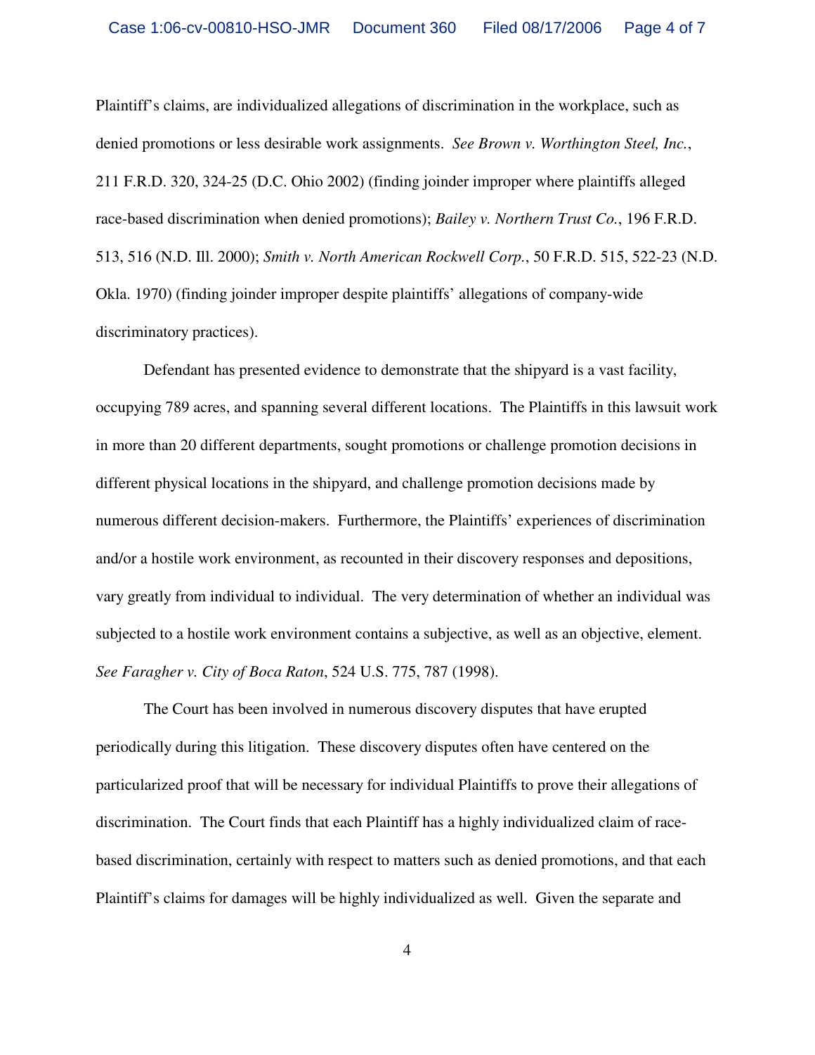Plaintiff's claims, are individualized allegations of discrimination in the workplace, such as denied promotions or less desirable work assignments. *See Brown v. Worthington Steel, Inc.*, 211 F.R.D. 320, 324-25 (D.C. Ohio 2002) (finding joinder improper where plaintiffs alleged race-based discrimination when denied promotions); *Bailey v. Northern Trust Co.*, 196 F.R.D. 513, 516 (N.D. Ill. 2000); *Smith v. North American Rockwell Corp.*, 50 F.R.D. 515, 522-23 (N.D. Okla. 1970) (finding joinder improper despite plaintiffs' allegations of company-wide discriminatory practices).

Defendant has presented evidence to demonstrate that the shipyard is a vast facility, occupying 789 acres, and spanning several different locations. The Plaintiffs in this lawsuit work in more than 20 different departments, sought promotions or challenge promotion decisions in different physical locations in the shipyard, and challenge promotion decisions made by numerous different decision-makers. Furthermore, the Plaintiffs' experiences of discrimination and/or a hostile work environment, as recounted in their discovery responses and depositions, vary greatly from individual to individual. The very determination of whether an individual was subjected to a hostile work environment contains a subjective, as well as an objective, element. *See Faragher v. City of Boca Raton*, 524 U.S. 775, 787 (1998).

The Court has been involved in numerous discovery disputes that have erupted periodically during this litigation. These discovery disputes often have centered on the particularized proof that will be necessary for individual Plaintiffs to prove their allegations of discrimination. The Court finds that each Plaintiff has a highly individualized claim of race-based discrimination, certainly with respect to matters such as denied promotions, and that each Plaintiff's claims for damages will be highly individualized as well. Given the separate and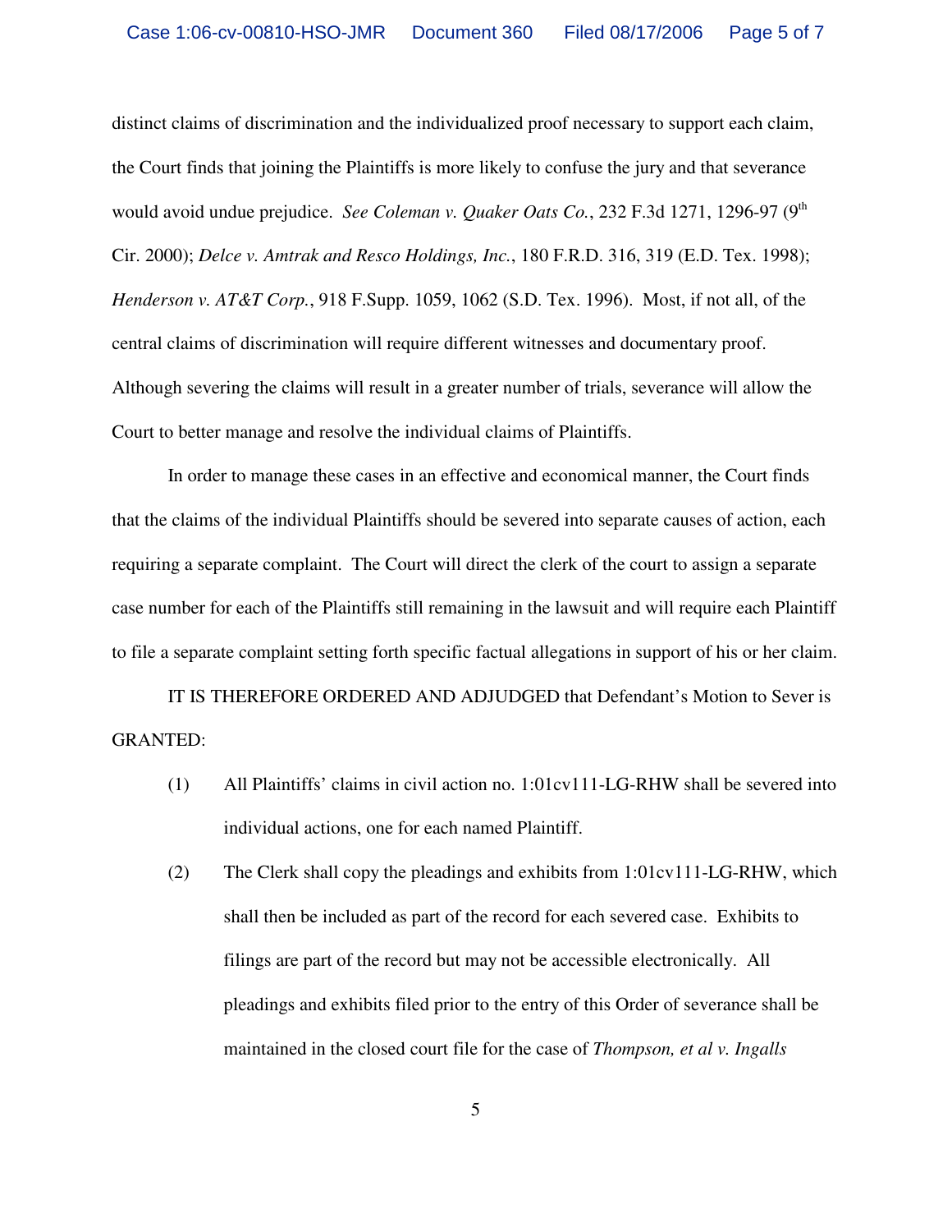distinct claims of discrimination and the individualized proof necessary to support each claim, the Court finds that joining the Plaintiffs is more likely to confuse the jury and that severance would avoid undue prejudice. *See Coleman v. Quaker Oats Co.*, 232 F.3d 1271, 1296-97 (9th Cir. 2000); *Delce v. Amtrak and Resco Holdings, Inc.*, 180 F.R.D. 316, 319 (E.D. Tex. 1998); *Henderson v. AT&T Corp.*, 918 F.Supp. 1059, 1062 (S.D. Tex. 1996). Most, if not all, of the central claims of discrimination will require different witnesses and documentary proof. Although severing the claims will result in a greater number of trials, severance will allow the Court to better manage and resolve the individual claims of Plaintiffs.

In order to manage these cases in an effective and economical manner, the Court finds that the claims of the individual Plaintiffs should be severed into separate causes of action, each requiring a separate complaint. The Court will direct the clerk of the court to assign a separate case number for each of the Plaintiffs still remaining in the lawsuit and will require each Plaintiff to file a separate complaint setting forth specific factual allegations in support of his or her claim.

IT IS THEREFORE ORDERED AND ADJUDGED that Defendant's Motion to Sever is GRANTED:

(1) All Plaintiffs' claims in civil action no. 1:01cv111-LG-RHW shall be severed into individual actions, one for each named Plaintiff.

(2) The Clerk shall copy the pleadings and exhibits from 1:01cv111-LG-RHW, which shall then be included as part of the record for each severed case. Exhibits to filings are part of the record but may not be accessible electronically. All pleadings and exhibits filed prior to the entry of this Order of severance shall be maintained in the closed court file for the case of *Thompson, et al v. Ingalls*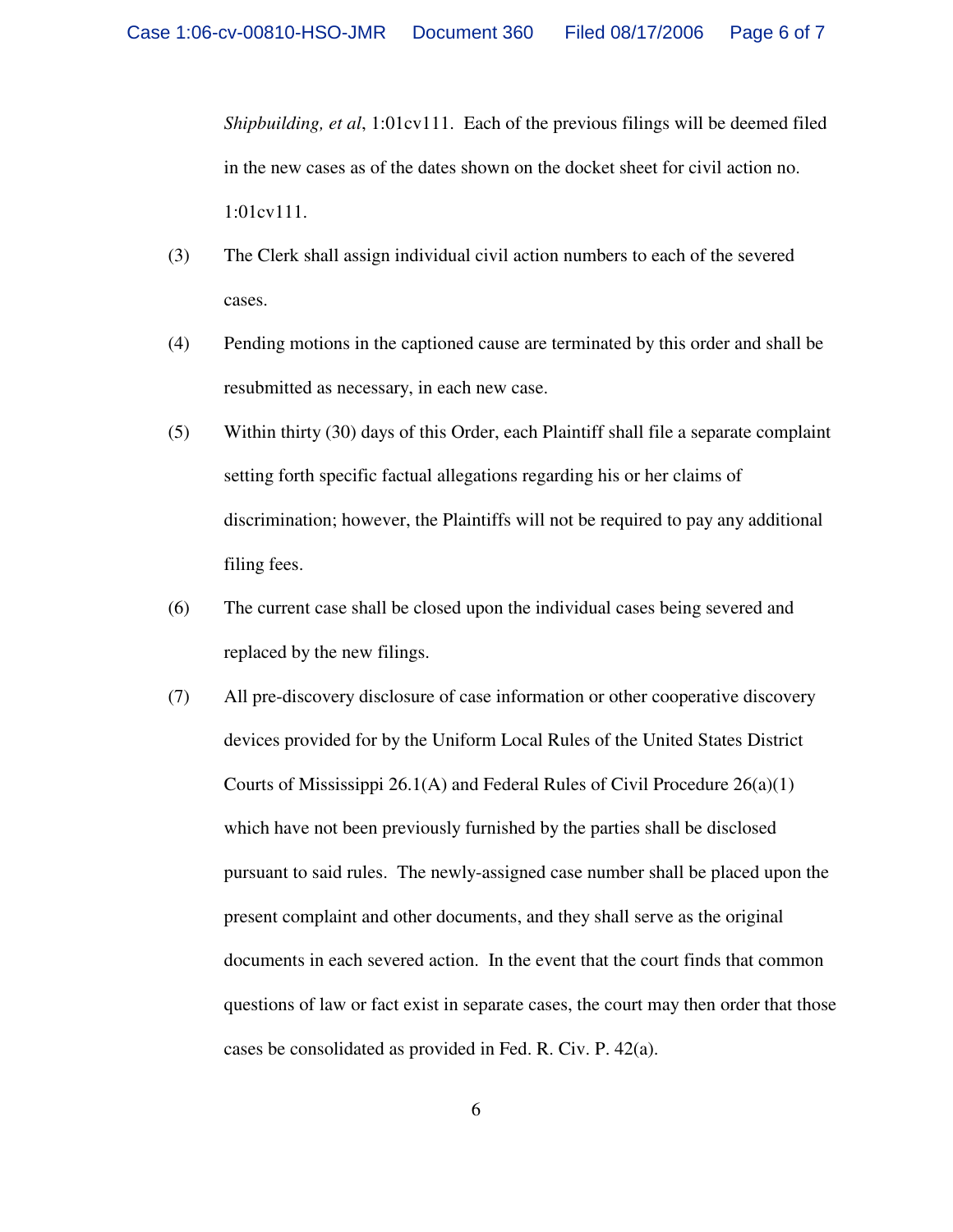*Shipbuilding, et al*, 1:01cv111. Each of the previous filings will be deemed filed in the new cases as of the dates shown on the docket sheet for civil action no. 1:01cv111.

(3) The Clerk shall assign individual civil action numbers to each of the severed cases.

(4) Pending motions in the captioned cause are terminated by this order and shall be resubmitted as necessary, in each new case.

(5) Within thirty (30) days of this Order, each Plaintiff shall file a separate complaint setting forth specific factual allegations regarding his or her claims of discrimination; however, the Plaintiffs will not be required to pay any additional filing fees.

(6) The current case shall be closed upon the individual cases being severed and replaced by the new filings.

(7) All pre-discovery disclosure of case information or other cooperative discovery devices provided for by the Uniform Local Rules of the United States District Courts of Mississippi 26.1(A) and Federal Rules of Civil Procedure 26(a)(1) which have not been previously furnished by the parties shall be disclosed pursuant to said rules. The newly-assigned case number shall be placed upon the present complaint and other documents, and they shall serve as the original documents in each severed action. In the event that the court finds that common questions of law or fact exist in separate cases, the court may then order that those cases be consolidated as provided in Fed. R. Civ. P. 42(a).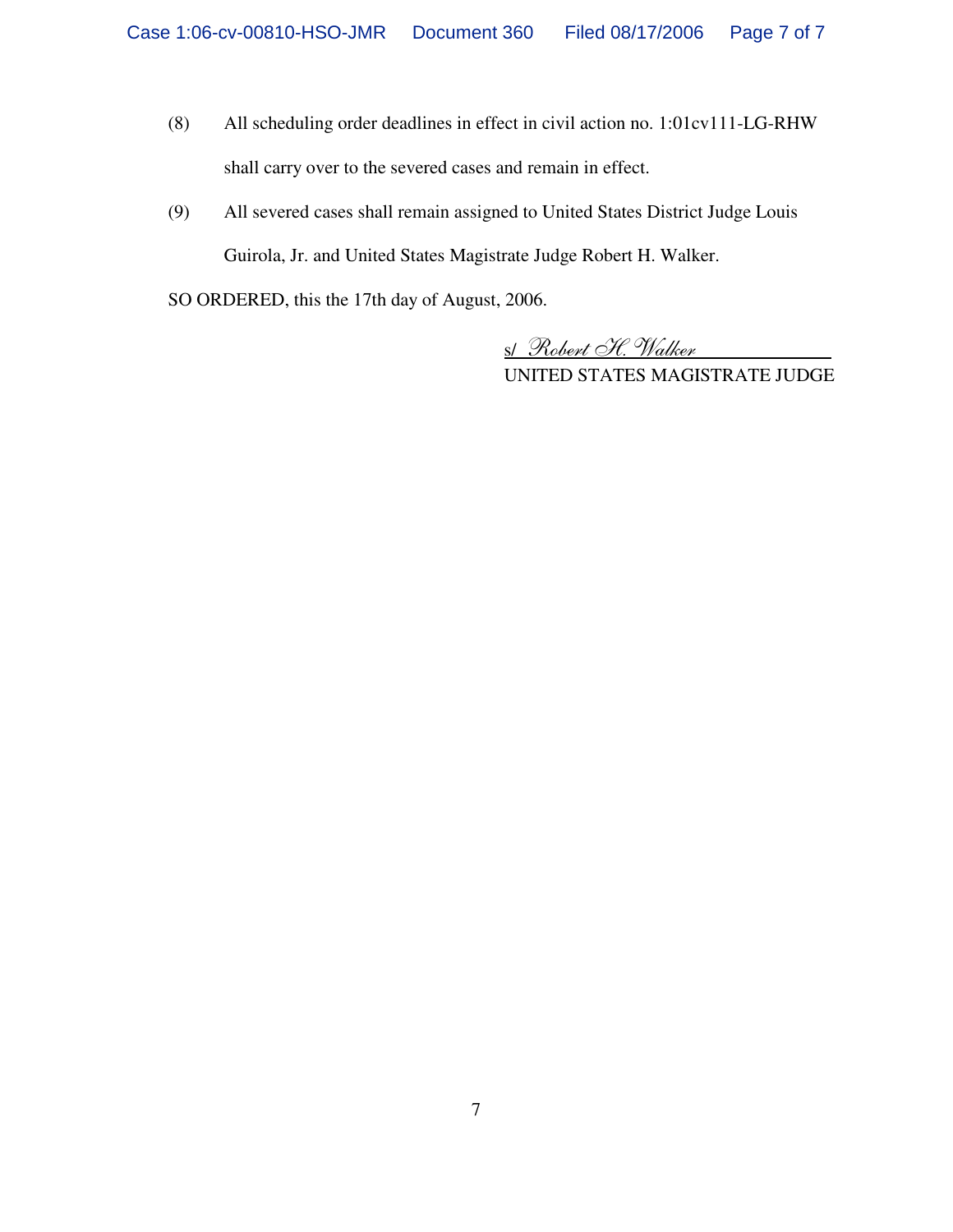(8) All scheduling order deadlines in effect in civil action no. 1:01cv111-LG-RHW shall carry over to the severed cases and remain in effect.

(9) All severed cases shall remain assigned to United States District Judge Louis Guirola, Jr. and United States Magistrate Judge Robert H. Walker.

SO ORDERED, this the 17th day of August, 2006.

s/ *Robert H. Walker*
UNITED STATES MAGISTRATE JUDGE